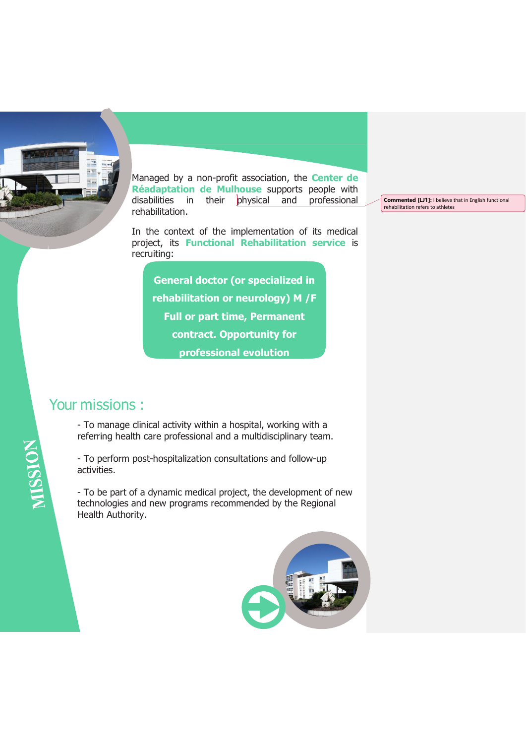Managed by a non-profit association, the **Center de Réadaptation de Mulhouse** supports people with disabilities in their physical and professional rehabilitation.

In the context of the implementation of its medical project, its **Functional Rehabilitation service** is recruiting:

**General doctor (or specialized in rehabilitation or neurology) M /F**
**Full or part time, Permanent contract. Opportunity for professional evolution**

**Commented [LJ1]:** I believe that in English functional rehabilitation refers to athletes

## Your missions :

**MISSION**

- To manage clinical activity within a hospital, working with a referring health care professional and a multidisciplinary team.

- To perform post-hospitalization consultations and follow-up activities.

- To be part of a dynamic medical project, the development of new technologies and new programs recommended by the Regional Health Authority.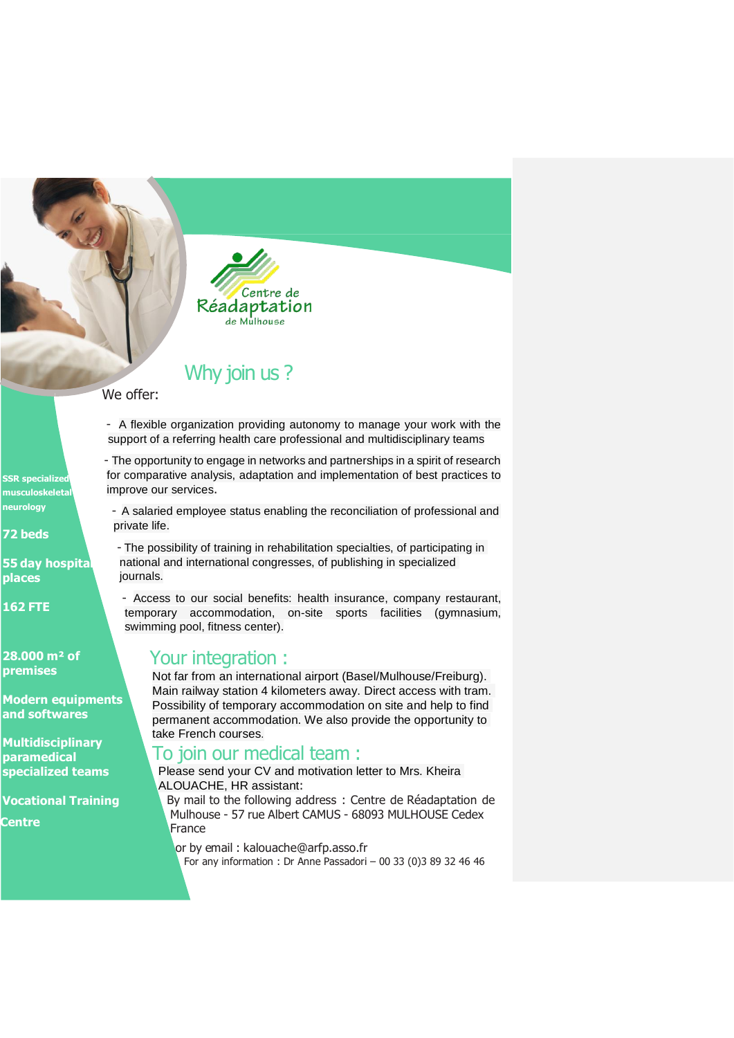Centre de Réadaptation de Mulhouse

## Why join us ?

We offer:

- A flexible organization providing autonomy to manage your work with the support of a referring health care professional and multidisciplinary teams
- The opportunity to engage in networks and partnerships in a spirit of research for comparative analysis, adaptation and implementation of best practices to improve our services.
- A salaried employee status enabling the reconciliation of professional and private life.
- The possibility of training in rehabilitation specialties, of participating in national and international congresses, of publishing in specialized journals.
- Access to our social benefits: health insurance, company restaurant, temporary accommodation, on-site sports facilities (gymnasium, swimming pool, fitness center).

**SSR specialized musculoskeletal neurology**

**72 beds**

**55 day hospital places**

**162 FTE**

**28.000 m² of premises**

**Modern equipments and softwares**

**Multidisciplinary paramedical specialized teams**

**Vocational Training Centre**

## Your integration :

Not far from an international airport (Basel/Mulhouse/Freiburg). Main railway station 4 kilometers away. Direct access with tram. Possibility of temporary accommodation on site and help to find permanent accommodation. We also provide the opportunity to take French courses.

## To join our medical team :

Please send your CV and motivation letter to Mrs. Kheira ALOUACHE, HR assistant:

By mail to the following address : Centre de Réadaptation de Mulhouse - 57 rue Albert CAMUS - 68093 MULHOUSE Cedex France

or by email : kalouache@arfp.asso.fr

For any information : Dr Anne Passadori – 00 33 (0)3 89 32 46 46